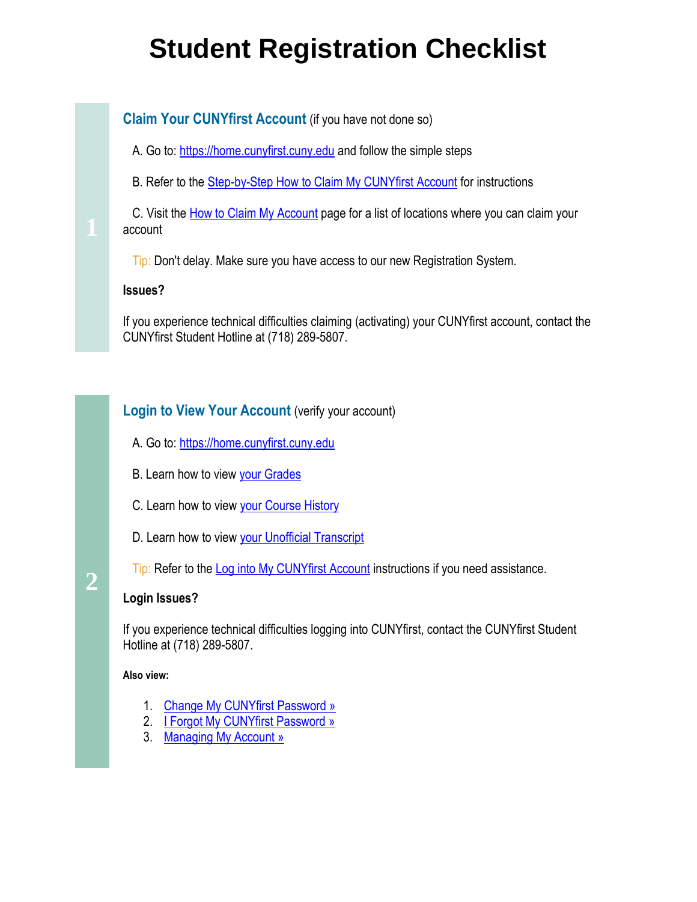# Student Registration Checklist

## 1

### Claim Your CUNYfirst Account (if you have not done so)

A. Go to: https://home.cunyfirst.cuny.edu and follow the simple steps

B. Refer to the Step-by-Step How to Claim My CUNYfirst Account for instructions

C. Visit the How to Claim My Account page for a list of locations where you can claim your account

Tip: Don't delay. Make sure you have access to our new Registration System.

**Issues?**

If you experience technical difficulties claiming (activating) your CUNYfirst account, contact the CUNYfirst Student Hotline at (718) 289-5807.

## 2

### Login to View Your Account (verify your account)

A. Go to: https://home.cunyfirst.cuny.edu

B. Learn how to view your Grades

C. Learn how to view your Course History

D. Learn how to view your Unofficial Transcript

Tip: Refer to the Log into My CUNYfirst Account instructions if you need assistance.

**Login Issues?**

If you experience technical difficulties logging into CUNYfirst, contact the CUNYfirst Student Hotline at (718) 289-5807.

**Also view:**

1. Change My CUNYfirst Password »
2. I Forgot My CUNYfirst Password »
3. Managing My Account »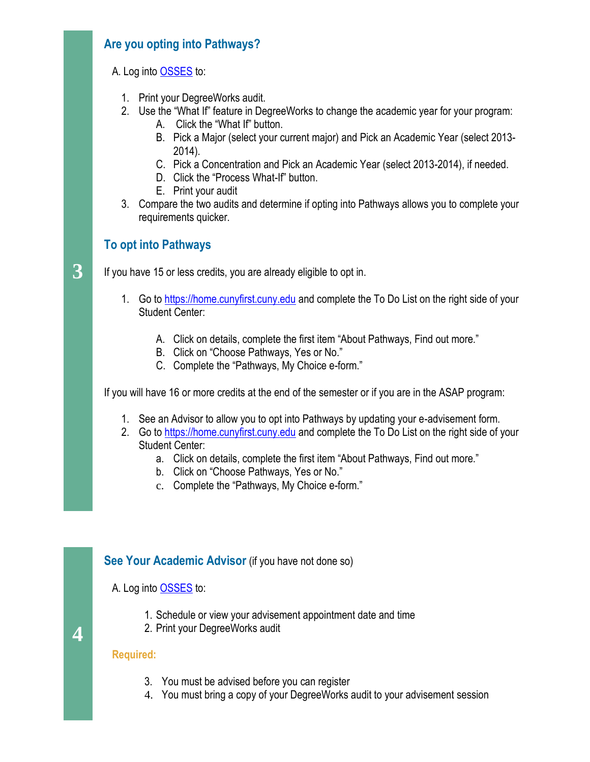3

## Are you opting into Pathways?

A. Log into [OSSES](OSSES) to:

1. Print your DegreeWorks audit.
2. Use the "What If" feature in DegreeWorks to change the academic year for your program:
   - A. Click the "What If" button.
   - B. Pick a Major (select your current major) and Pick an Academic Year (select 2013-2014).
   - C. Pick a Concentration and Pick an Academic Year (select 2013-2014), if needed.
   - D. Click the "Process What-If" button.
   - E. Print your audit
3. Compare the two audits and determine if opting into Pathways allows you to complete your requirements quicker.

## To opt into Pathways

If you have 15 or less credits, you are already eligible to opt in.

1. Go to https://home.cunyfirst.cuny.edu and complete the To Do List on the right side of your Student Center:
   - A. Click on details, complete the first item "About Pathways, Find out more."
   - B. Click on "Choose Pathways, Yes or No."
   - C. Complete the "Pathways, My Choice e-form."

If you will have 16 or more credits at the end of the semester or if you are in the ASAP program:

1. See an Advisor to allow you to opt into Pathways by updating your e-advisement form.
2. Go to https://home.cunyfirst.cuny.edu and complete the To Do List on the right side of your Student Center:
   - a. Click on details, complete the first item "About Pathways, Find out more."
   - b. Click on "Choose Pathways, Yes or No."
   - c. Complete the "Pathways, My Choice e-form."

4

## See Your Academic Advisor (if you have not done so)

A. Log into [OSSES](OSSES) to:

1. Schedule or view your advisement appointment date and time
2. Print your DegreeWorks audit

**Required:**

3. You must be advised before you can register
4. You must bring a copy of your DegreeWorks audit to your advisement session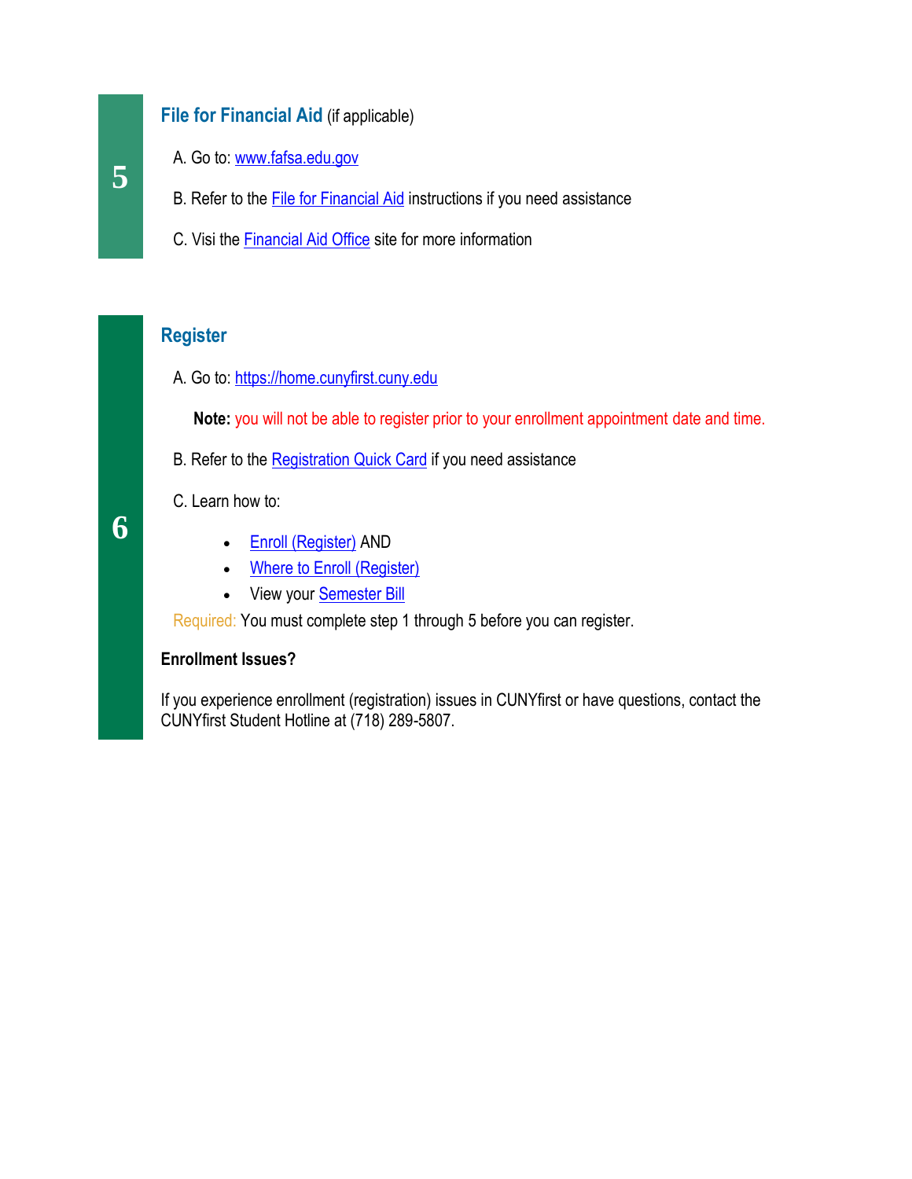## 5 File for Financial Aid (if applicable)

A. Go to: www.fafsa.edu.gov

B. Refer to the File for Financial Aid instructions if you need assistance

C. Visi the Financial Aid Office site for more information

## 6 Register

A. Go to: https://home.cunyfirst.cuny.edu

**Note:** you will not be able to register prior to your enrollment appointment date and time.

B. Refer to the Registration Quick Card if you need assistance

C. Learn how to:

- Enroll (Register) AND
- Where to Enroll (Register)
- View your Semester Bill

Required: You must complete step 1 through 5 before you can register.

**Enrollment Issues?**

If you experience enrollment (registration) issues in CUNYfirst or have questions, contact the CUNYfirst Student Hotline at (718) 289-5807.